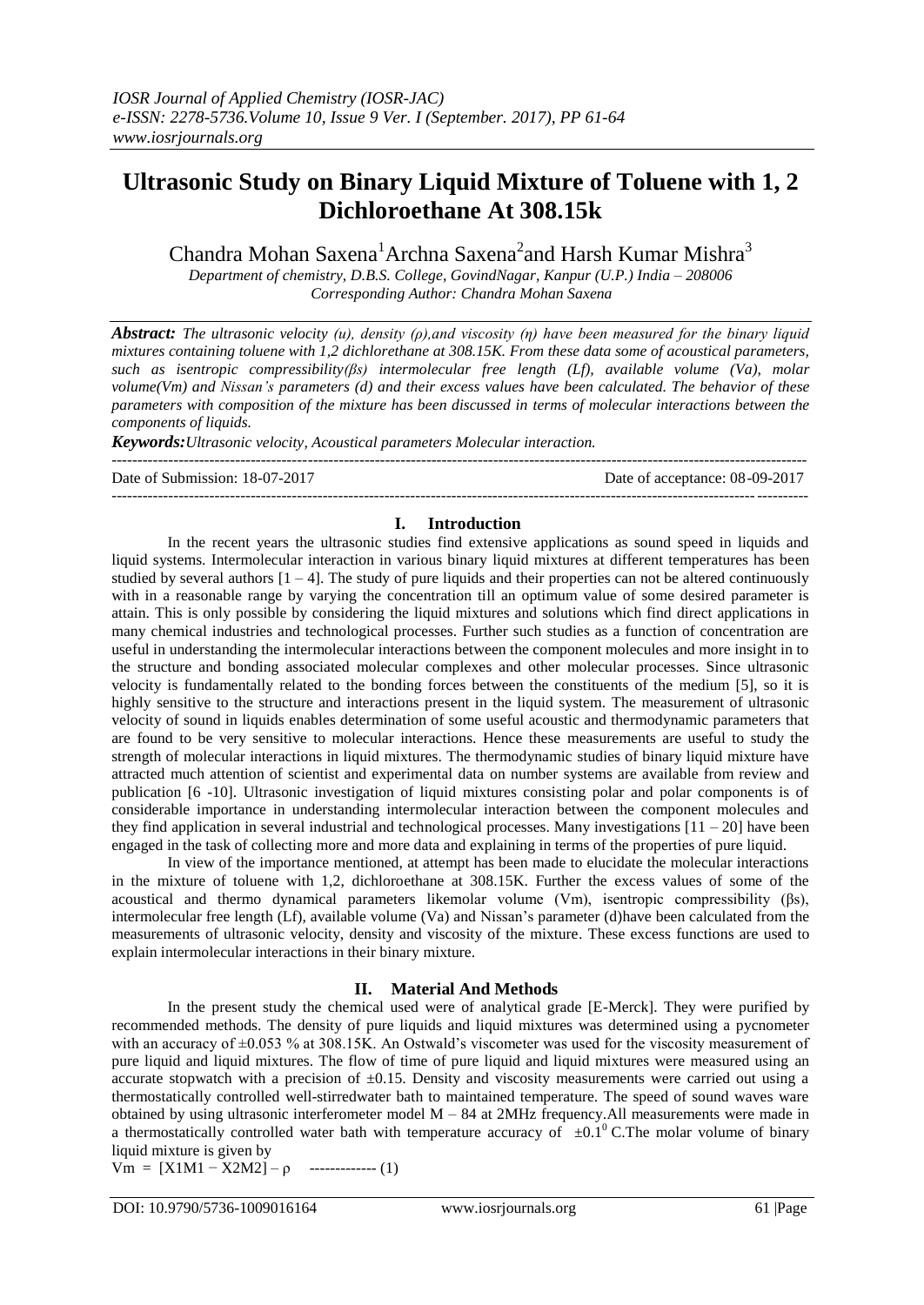# Ultrasonic Study on Binary Liquid Mixture of Toluene with 1, 2 Dichloroethane At 308.15k

Chandra Mohan Saxena[1] Archna Saxena[2] and Harsh Kumar Mishra[3]

*Department of chemistry, D.B.S. College, GovindNagar, Kanpur (U.P.) India – 208006*
*Corresponding Author: Chandra Mohan Saxena*

***Abstract:*** *The ultrasonic velocity (u), density (ρ),and viscosity (η) have been measured for the binary liquid mixtures containing toluene with 1,2 dichlorethane at 308.15K. From these data some of acoustical parameters, such as isentropic compressibility(βs) intermolecular free length (Lf), available volume (Va), molar volume(Vm) and Nissan's parameters (d) and their excess values have been calculated. The behavior of these parameters with composition of the mixture has been discussed in terms of molecular interactions between the components of liquids.*

***Keywords:*** *Ultrasonic velocity, Acoustical parameters Molecular interaction.*

---

Date of Submission: 18-07-2017 Date of acceptance: 08-09-2017

---

## I. Introduction

In the recent years the ultrasonic studies find extensive applications as sound speed in liquids and liquid systems. Intermolecular interaction in various binary liquid mixtures at different temperatures has been studied by several authors [1 – 4]. The study of pure liquids and their properties can not be altered continuously with in a reasonable range by varying the concentration till an optimum value of some desired parameter is attain. This is only possible by considering the liquid mixtures and solutions which find direct applications in many chemical industries and technological processes. Further such studies as a function of concentration are useful in understanding the intermolecular interactions between the component molecules and more insight in to the structure and bonding associated molecular complexes and other molecular processes. Since ultrasonic velocity is fundamentally related to the bonding forces between the constituents of the medium [5], so it is highly sensitive to the structure and interactions present in the liquid system. The measurement of ultrasonic velocity of sound in liquids enables determination of some useful acoustic and thermodynamic parameters that are found to be very sensitive to molecular interactions. Hence these measurements are useful to study the strength of molecular interactions in liquid mixtures. The thermodynamic studies of binary liquid mixture have attracted much attention of scientist and experimental data on number systems are available from review and publication [6 -10]. Ultrasonic investigation of liquid mixtures consisting polar and polar components is of considerable importance in understanding intermolecular interaction between the component molecules and they find application in several industrial and technological processes. Many investigations [11 – 20] have been engaged in the task of collecting more and more data and explaining in terms of the properties of pure liquid.

In view of the importance mentioned, at attempt has been made to elucidate the molecular interactions in the mixture of toluene with 1,2, dichloroethane at 308.15K. Further the excess values of some of the acoustical and thermo dynamical parameters likemolar volume (Vm), isentropic compressibility (βs), intermolecular free length (Lf), available volume (Va) and Nissan's parameter (d)have been calculated from the measurements of ultrasonic velocity, density and viscosity of the mixture. These excess functions are used to explain intermolecular interactions in their binary mixture.

## II. Material And Methods

In the present study the chemical used were of analytical grade [E-Merck]. They were purified by recommended methods. The density of pure liquids and liquid mixtures was determined using a pycnometer with an accuracy of ±0.053 % at 308.15K. An Ostwald's viscometer was used for the viscosity measurement of pure liquid and liquid mixtures. The flow of time of pure liquid and liquid mixtures were measured using an accurate stopwatch with a precision of ±0.15. Density and viscosity measurements were carried out using a thermostatically controlled well-stirredwater bath to maintained temperature. The speed of sound waves ware obtained by using ultrasonic interferometer model M – 84 at 2MHz frequency.All measurements were made in a thermostatically controlled water bath with temperature accuracy of $\pm 0.1^0$ C.The molar volume of binary liquid mixture is given by

$$V_m = [X_1M_1 - X_2M_2] - \rho \quad \text{-------------} (1)$$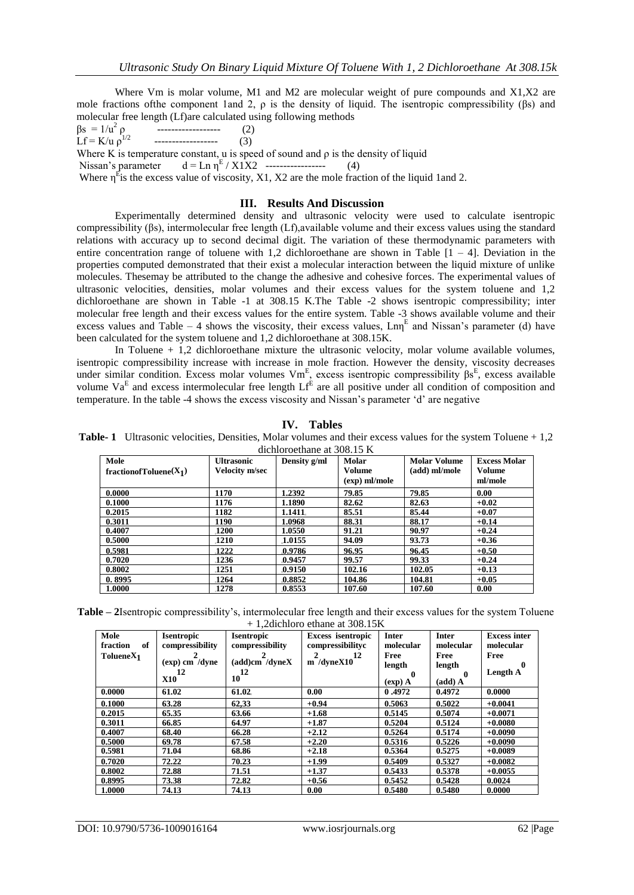Where Vm is molar volume, M1 and M2 are molecular weight of pure compounds and X1,X2 are mole fractions ofthe component 1and 2, ρ is the density of liquid. The isentropic compressibility (βs) and molecular free length (Lf)are calculated using following methods

$\beta s = 1/u^2 \rho$ ------------------ (2)

$Lf = K/u \rho^{1/2}$ ------------------ (3)

Where K is temperature constant, u is speed of sound and ρ is the density of liquid

Nissan's parameter $d = \text{Ln } \eta^E / X1X2$ ----------------- (4)

Where $\eta^E$ is the excess value of viscosity, X1, X2 are the mole fraction of the liquid 1and 2.

## III. Results And Discussion

Experimentally determined density and ultrasonic velocity were used to calculate isentropic compressibility (βs), intermolecular free length (Lf),available volume and their excess values using the standard relations with accuracy up to second decimal digit. The variation of these thermodynamic parameters with entire concentration range of toluene with 1,2 dichloroethane are shown in Table [1 – 4]. Deviation in the properties computed demonstrated that their exist a molecular interaction between the liquid mixture of unlike molecules. Thesemay be attributed to the change the adhesive and cohesive forces. The experimental values of ultrasonic velocities, densities, molar volumes and their excess values for the system toluene and 1,2 dichloroethane are shown in Table -1 at 308.15 K.The Table -2 shows isentropic compressibility; inter molecular free length and their excess values for the entire system. Table -3 shows available volume and their excess values and Table – 4 shows the viscosity, their excess values, $\text{Ln}\eta^E$ and Nissan's parameter (d) have been calculated for the system toluene and 1,2 dichloroethane at 308.15K.

In Toluene + 1,2 dichloroethane mixture the ultrasonic velocity, molar volume available volumes, isentropic compressibility increase with increase in mole fraction. However the density, viscosity decreases under similar condition. Excess molar volumes $Vm^E$, excess isentropic compressibility $\beta s^E$, excess available volume $Va^E$ and excess intermolecular free length $Lf^E$ are all positive under all condition of composition and temperature. In the table -4 shows the excess viscosity and Nissan's parameter 'd' are negative

## IV. Tables

**Table- 1** Ultrasonic velocities, Densities, Molar volumes and their excess values for the system Toluene + 1,2 dichloroethane at 308.15 K

| Mole fractionofToluene($X_1$) | Ultrasonic Velocity m/sec | Density g/ml | Molar Volume (exp) ml/mole | Molar Volume (add) ml/mole | Excess Molar Volume ml/mole |
|---|---|---|---|---|---|
| 0.0000 | 1170 | 1.2392 | 79.85 | 79.85 | 0.00 |
| 0.1000 | 1176 | 1.1890 | 82.62 | 82.63 | +0.02 |
| 0.2015 | 1182 | 1.1411 | 85.51 | 85.44 | +0.07 |
| 0.3011 | 1190 | 1.0968 | 88.31 | 88.17 | +0.14 |
| 0.4007 | 1200 | 1.0550 | 91.21 | 90.97 | +0.24 |
| 0.5000 | 1210 | 1.0155 | 94.09 | 93.73 | +0.36 |
| 0.5981 | 1222 | 0.9786 | 96.95 | 96.45 | +0.50 |
| 0.7020 | 1236 | 0.9457 | 99.57 | 99.33 | +0.24 |
| 0.8002 | 1251 | 0.9150 | 102.16 | 102.05 | +0.13 |
| 0. 8995 | 1264 | 0.8852 | 104.86 | 104.81 | +0.05 |
| 1.0000 | 1278 | 0.8553 | 107.60 | 107.60 | 0.00 |

**Table – 2**Isentropic compressibility's, intermolecular free length and their excess values for the system Toluene + 1,2dichloro ethane at 308.15K

| Mole fraction of Toluene$X_1$ | Isentropic compressibility (exp) $cm^2$/dyne X10$^{12}$ | Isentropic compressibility (add)$cm^2$/dyneX 10$^{12}$ | Excess isentropic compressibilityc $m^2$/dyneX10$^{12}$ | Inter molecular Free length (exp) $A^0$ | Inter molecular Free length (add) $A^0$ | Excess inter molecular Free Length $A^0$ |
|---|---|---|---|---|---|---|
| 0.0000 | 61.02 | 61.02 | 0.00 | 0 .4972 | 0.4972 | 0.0000 |
| 0.1000 | 63.28 | 62,33 | +0.94 | 0.5063 | 0.5022 | +0.0041 |
| 0.2015 | 65.35 | 63.66 | +1.68 | 0.5145 | 0.5074 | +0.0071 |
| 0.3011 | 66.85 | 64.97 | +1.87 | 0.5204 | 0.5124 | +0.0080 |
| 0.4007 | 68.40 | 66.28 | +2.12 | 0.5264 | 0.5174 | +0.0090 |
| 0.5000 | 69.78 | 67.58 | +2.20 | 0.5316 | 0.5226 | +0.0090 |
| 0.5981 | 71.04 | 68.86 | +2.18 | 0.5364 | 0.5275 | +0.0089 |
| 0.7020 | 72.22 | 70.23 | +1.99 | 0.5409 | 0.5327 | +0.0082 |
| 0.8002 | 72.88 | 71.51 | +1.37 | 0.5433 | 0.5378 | +0.0055 |
| 0.8995 | 73.38 | 72.82 | +0.56 | 0.5452 | 0.5428 | 0.0024 |
| 1.0000 | 74.13 | 74.13 | 0.00 | 0.5480 | 0.5480 | 0.0000 |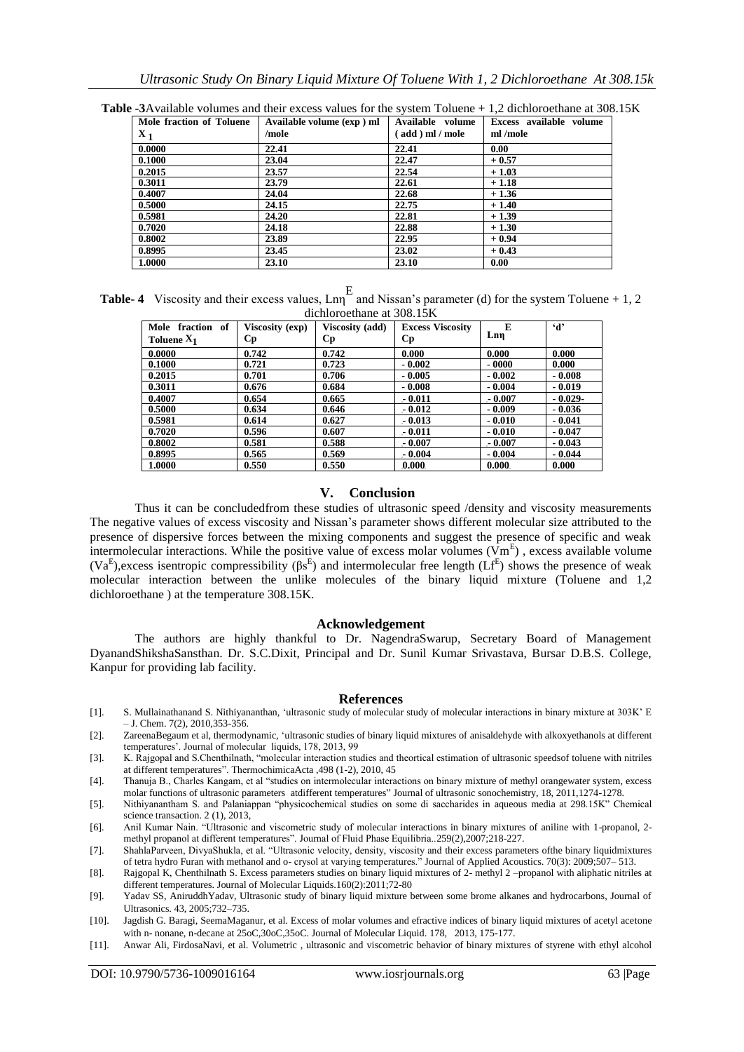**Table -3** Available volumes and their excess values for the system Toluene + 1,2 dichloroethane at 308.15K

| Mole fraction of Toluene $X_1$ | Available volume (exp ) ml /mole | Available volume ( add ) ml / mole | Excess available volume ml /mole |
|---|---|---|---|
| 0.0000 | 22.41 | 22.41 | 0.00 |
| 0.1000 | 23.04 | 22.47 | + 0.57 |
| 0.2015 | 23.57 | 22.54 | + 1.03 |
| 0.3011 | 23.79 | 22.61 | + 1.18 |
| 0.4007 | 24.04 | 22.68 | + 1.36 |
| 0.5000 | 24.15 | 22.75 | + 1.40 |
| 0.5981 | 24.20 | 22.81 | + 1.39 |
| 0.7020 | 24.18 | 22.88 | + 1.30 |
| 0.8002 | 23.89 | 22.95 | + 0.94 |
| 0.8995 | 23.45 | 23.02 | + 0.43 |
| 1.0000 | 23.10 | 23.10 | 0.00 |

**Table- 4** Viscosity and their excess values, $Ln\eta^E$ and Nissan's parameter (d) for the system Toluene + 1, 2 dichloroethane at 308.15K

| Mole fraction of Toluene $X_1$ | Viscosity (exp) Cp | Viscosity (add) Cp | Excess Viscosity Cp | $Ln\eta^E$ | 'd' |
|---|---|---|---|---|---|
| 0.0000 | 0.742 | 0.742 | 0.000 | 0.000 | 0.000 |
| 0.1000 | 0.721 | 0.723 | - 0.002 | - 0000 | 0.000 |
| 0.2015 | 0.701 | 0.706 | - 0.005 | - 0.002 | - 0.008 |
| 0.3011 | 0.676 | 0.684 | - 0.008 | - 0.004 | - 0.019 |
| 0.4007 | 0.654 | 0.665 | - 0.011 | - 0.007 | - 0.029- |
| 0.5000 | 0.634 | 0.646 | - 0.012 | - 0.009 | - 0.036 |
| 0.5981 | 0.614 | 0.627 | - 0.013 | - 0.010 | - 0.041 |
| 0.7020 | 0.596 | 0.607 | - 0.011 | - 0.010 | - 0.047 |
| 0.8002 | 0.581 | 0.588 | - 0.007 | - 0.007 | - 0.043 |
| 0.8995 | 0.565 | 0.569 | - 0.004 | - 0.004 | - 0.044 |
| 1.0000 | 0.550 | 0.550 | 0.000 | 0.000 | 0.000 |

## V. Conclusion

Thus it can be concludedfrom these studies of ultrasonic speed /density and viscosity measurements The negative values of excess viscosity and Nissan's parameter shows different molecular size attributed to the presence of dispersive forces between the mixing components and suggest the presence of specific and weak intermolecular interactions. While the positive value of excess molar volumes ($Vm^E$) , excess available volume ($Va^E$),excess isentropic compressibility ($\beta s^E$) and intermolecular free length ($Lf^E$) shows the presence of weak molecular interaction between the unlike molecules of the binary liquid mixture (Toluene and 1,2 dichloroethane ) at the temperature 308.15K.

## Acknowledgement

The authors are highly thankful to Dr. NagendraSwarup, Secretary Board of Management DyanandShikshaSansthan. Dr. S.C.Dixit, Principal and Dr. Sunil Kumar Srivastava, Bursar D.B.S. College, Kanpur for providing lab facility.

## References

[1]. S. Mullainathanand S. Nithiyananthan, 'ultrasonic study of molecular study of molecular interactions in binary mixture at 303K' E – J. Chem. 7(2), 2010,353-356.

[2]. ZareenaBegaum et al, thermodynamic, 'ultrasonic studies of binary liquid mixtures of anisaldehyde with alkoxyethanols at different temperatures'. Journal of molecular liquids, 178, 2013, 99

[3]. K. Rajgopal and S.Chenthilnath, "molecular interaction studies and theortical estimation of ultrasonic speedsof toluene with nitriles at different temperatures". ThermochimicaActa ,498 (1-2), 2010, 45

[4]. Thanuja B., Charles Kangam, et al "studies on intermolecular interactions on binary mixture of methyl orangewater system, excess molar functions of ultrasonic parameters atdifferent temperatures" Journal of ultrasonic sonochemistry, 18, 2011,1274-1278.

[5]. Nithiyanantham S. and Palaniappan "physicochemical studies on some di saccharides in aqueous media at 298.15K" Chemical science transaction. 2 (1), 2013,

[6]. Anil Kumar Nain. "Ultrasonic and viscometric study of molecular interactions in binary mixtures of aniline with 1-propanol, 2-methyl propanol at different temperatures". Journal of Fluid Phase Equilibria..259(2),2007;218-227.

[7]. ShahlaParveen, DivyaShukla, et al. "Ultrasonic velocity, density, viscosity and their excess parameters ofthe binary liquidmixtures of tetra hydro Furan with methanol and o- crysol at varying temperatures." Journal of Applied Acoustics. 70(3): 2009;507– 513.

[8]. Rajgopal K, Chenthilnath S. Excess parameters studies on binary liquid mixtures of 2- methyl 2 –propanol with aliphatic nitriles at different temperatures. Journal of Molecular Liquids.160(2):2011;72-80

[9]. Yadav SS, AniruddhYadav, Ultrasonic study of binary liquid mixture between some brome alkanes and hydrocarbons, Journal of Ultrasonics. 43, 2005;732–735.

[10]. Jagdish G. Baragi, SeemaMaganur, et al. Excess of molar volumes and efractive indices of binary liquid mixtures of acetyl acetone with n- nonane, n-decane at 25oC,30oC,35oC. Journal of Molecular Liquid. 178, 2013, 175-177.

[11]. Anwar Ali, FirdosaNavi, et al. Volumetric , ultrasonic and viscometric behavior of binary mixtures of styrene with ethyl alcohol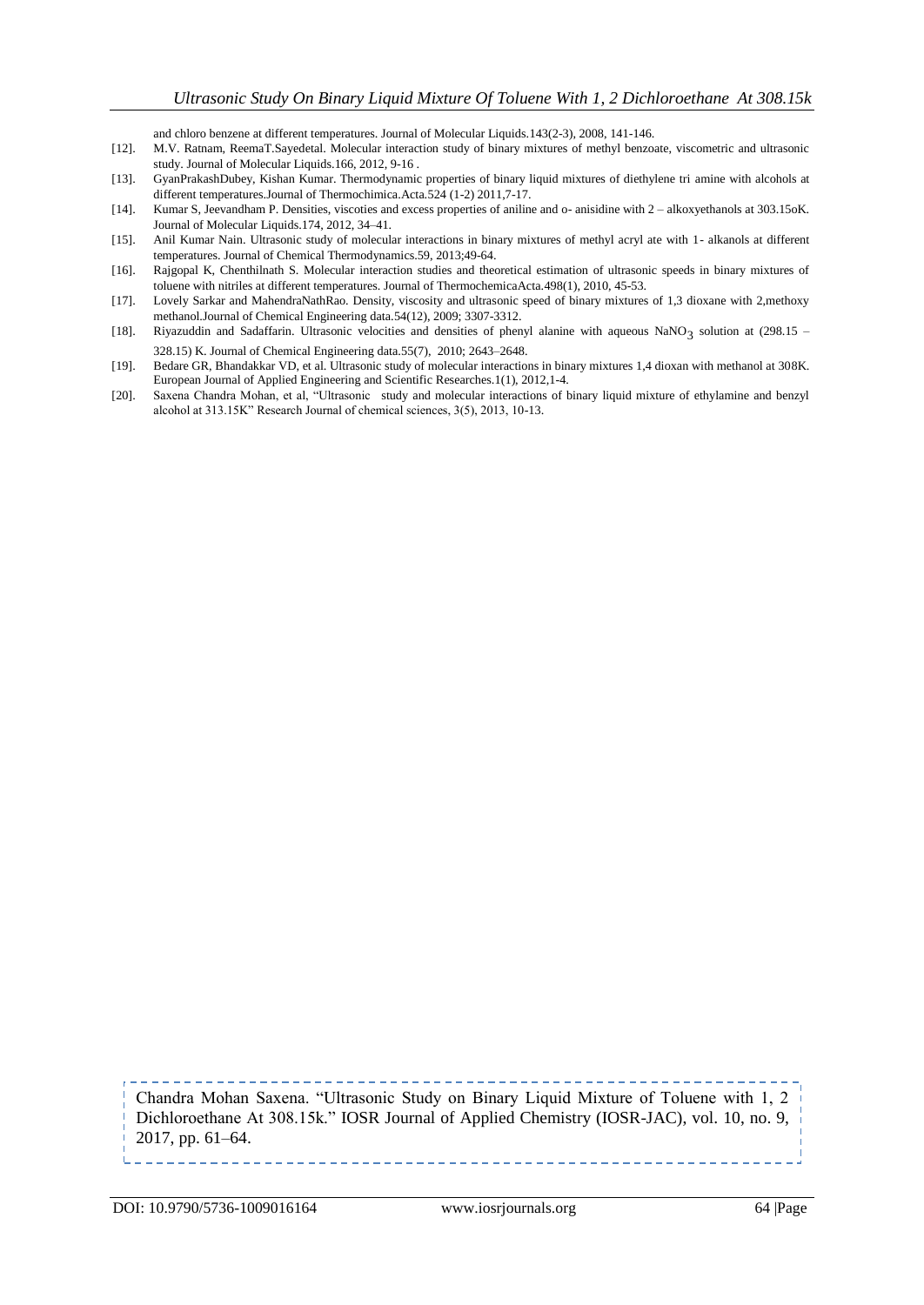and chloro benzene at different temperatures. Journal of Molecular Liquids.143(2-3), 2008, 141-146.

[12]. M.V. Ratnam, ReemaT.Sayedetal. Molecular interaction study of binary mixtures of methyl benzoate, viscometric and ultrasonic study. Journal of Molecular Liquids.166, 2012, 9-16 .

[13]. GyanPrakashDubey, Kishan Kumar. Thermodynamic properties of binary liquid mixtures of diethylene tri amine with alcohols at different temperatures.Journal of Thermochimica.Acta.524 (1-2) 2011,7-17.

[14]. Kumar S, Jeevandham P. Densities, viscoties and excess properties of aniline and o- anisidine with 2 – alkoxyethanols at 303.15oK. Journal of Molecular Liquids.174, 2012, 34–41.

[15]. Anil Kumar Nain. Ultrasonic study of molecular interactions in binary mixtures of methyl acryl ate with 1- alkanols at different temperatures. Journal of Chemical Thermodynamics.59, 2013;49-64.

[16]. Rajgopal K, Chenthilnath S. Molecular interaction studies and theoretical estimation of ultrasonic speeds in binary mixtures of toluene with nitriles at different temperatures. Journal of ThermochemicaActa.498(1), 2010, 45-53.

[17]. Lovely Sarkar and MahendraNathRao. Density, viscosity and ultrasonic speed of binary mixtures of 1,3 dioxane with 2,methoxy methanol.Journal of Chemical Engineering data.54(12), 2009; 3307-3312.

[18]. Riyazuddin and Sadaffarin. Ultrasonic velocities and densities of phenyl alanine with aqueous $NaNO_3$ solution at (298.15 – 328.15) K. Journal of Chemical Engineering data.55(7), 2010; 2643–2648.

[19]. Bedare GR, Bhandakkar VD, et al. Ultrasonic study of molecular interactions in binary mixtures 1,4 dioxan with methanol at 308K. European Journal of Applied Engineering and Scientific Researches.1(1), 2012,1-4.

[20]. Saxena Chandra Mohan, et al, "Ultrasonic study and molecular interactions of binary liquid mixture of ethylamine and benzyl alcohol at 313.15K" Research Journal of chemical sciences, 3(5), 2013, 10-13.

Chandra Mohan Saxena. "Ultrasonic Study on Binary Liquid Mixture of Toluene with 1, 2 Dichloroethane At 308.15k." IOSR Journal of Applied Chemistry (IOSR-JAC), vol. 10, no. 9, 2017, pp. 61–64.